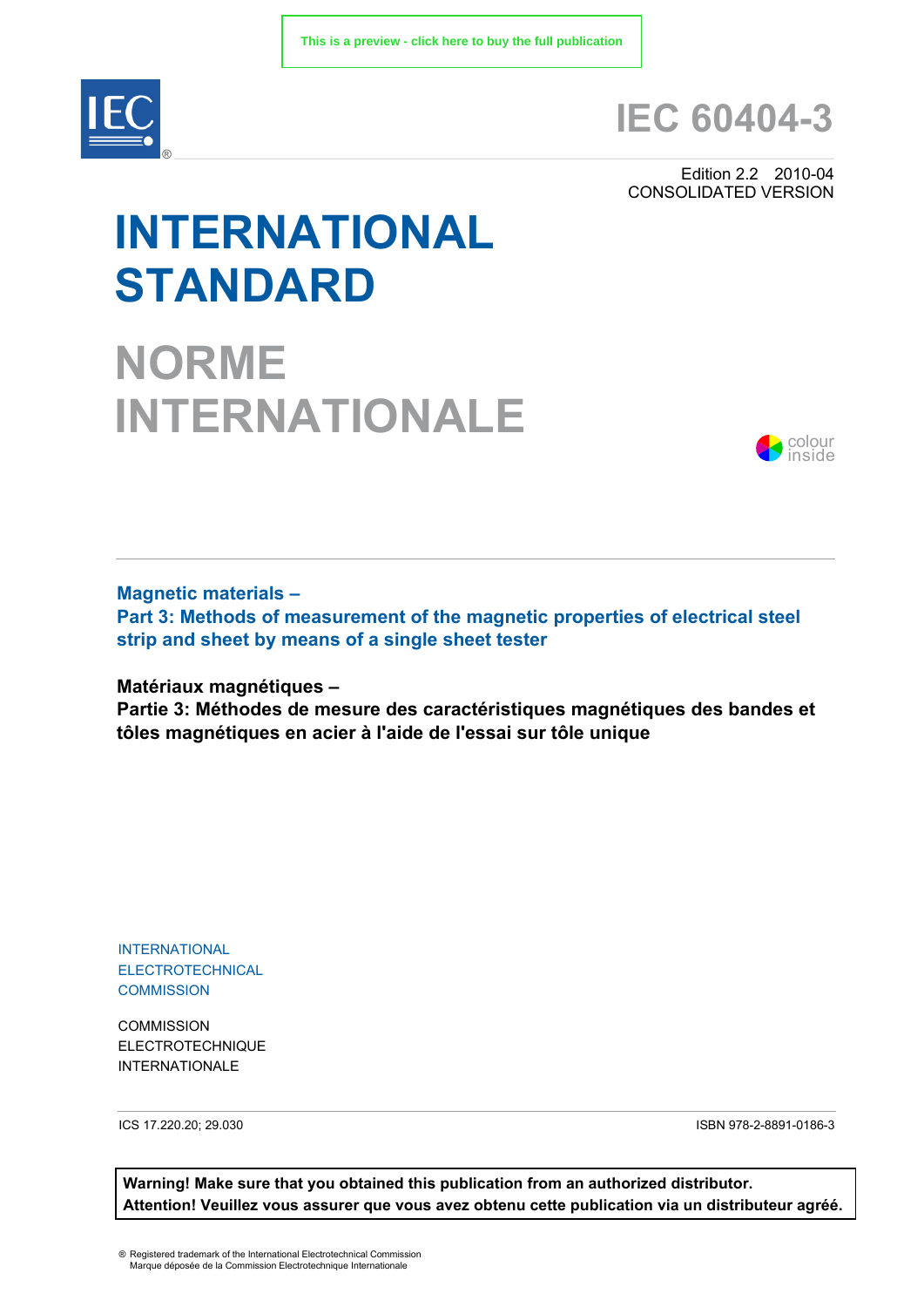This is a preview - click here to buy the full publication

# IEC 60404-3

Edition 2.2 2010-04
CONSOLIDATED VERSION

# INTERNATIONAL STANDARD

# NORME INTERNATIONALE

colour inside

**Magnetic materials –**
**Part 3: Methods of measurement of the magnetic properties of electrical steel strip and sheet by means of a single sheet tester**

**Matériaux magnétiques –**
**Partie 3: Méthodes de mesure des caractéristiques magnétiques des bandes et tôles magnétiques en acier à l'aide de l'essai sur tôle unique**

INTERNATIONAL
ELECTROTECHNICAL
COMMISSION

COMMISSION
ELECTROTECHNIQUE
INTERNATIONALE

ICS 17.220.20; 29.030

ISBN 978-2-8891-0186-3

**Warning! Make sure that you obtained this publication from an authorized distributor.**
**Attention! Veuillez vous assurer que vous avez obtenu cette publication via un distributeur agréé.**

® Registered trademark of the International Electrotechnical Commission
Marque déposée de la Commission Electrotechnique Internationale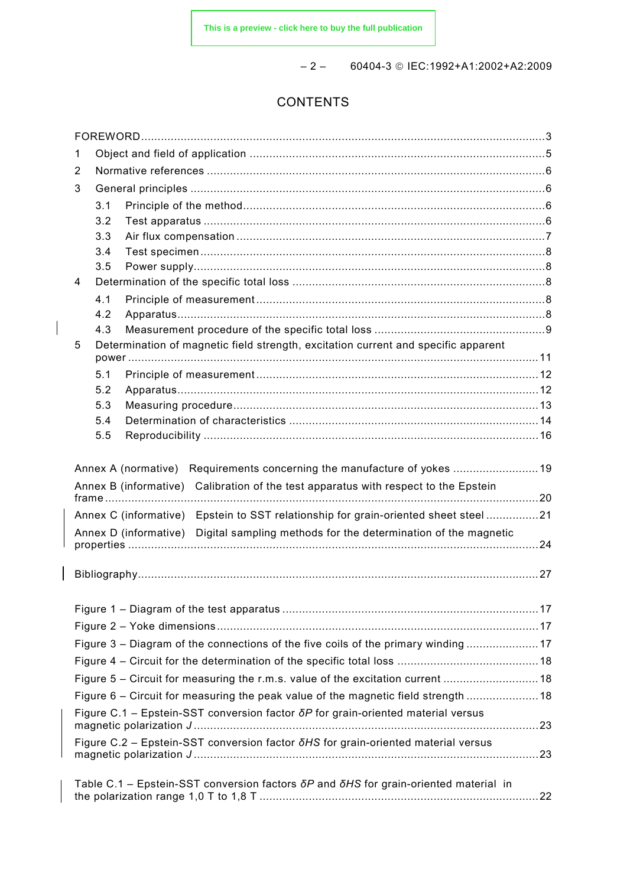# CONTENTS

FOREWORD .......... 3

1 Object and field of application .......... 5

2 Normative references .......... 6

3 General principles .......... 6

- 3.1 Principle of the method .......... 6
- 3.2 Test apparatus .......... 6
- 3.3 Air flux compensation .......... 7
- 3.4 Test specimen .......... 8
- 3.5 Power supply .......... 8

4 Determination of the specific total loss .......... 8

- 4.1 Principle of measurement .......... 8
- 4.2 Apparatus .......... 8
- 4.3 Measurement procedure of the specific total loss .......... 9

5 Determination of magnetic field strength, excitation current and specific apparent power .......... 11

- 5.1 Principle of measurement .......... 12
- 5.2 Apparatus .......... 12
- 5.3 Measuring procedure .......... 13
- 5.4 Determination of characteristics .......... 14
- 5.5 Reproducibility .......... 16

Annex A (normative) Requirements concerning the manufacture of yokes .......... 19

Annex B (informative) Calibration of the test apparatus with respect to the Epstein frame .......... 20

Annex C (informative) Epstein to SST relationship for grain-oriented sheet steel .......... 21

Annex D (informative) Digital sampling methods for the determination of the magnetic properties .......... 24

Bibliography .......... 27

Figure 1 – Diagram of the test apparatus .......... 17

Figure 2 – Yoke dimensions .......... 17

Figure 3 – Diagram of the connections of the five coils of the primary winding .......... 17

Figure 4 – Circuit for the determination of the specific total loss .......... 18

Figure 5 – Circuit for measuring the r.m.s. value of the excitation current .......... 18

Figure 6 – Circuit for measuring the peak value of the magnetic field strength .......... 18

Figure C.1 – Epstein-SST conversion factor $\delta P$ for grain-oriented material versus magnetic polarization $J$ .......... 23

Figure C.2 – Epstein-SST conversion factor $\delta HS$ for grain-oriented material versus magnetic polarization $J$ .......... 23

Table C.1 – Epstein-SST conversion factors $\delta P$ and $\delta HS$ for grain-oriented material in the polarization range 1,0 T to 1,8 T .......... 22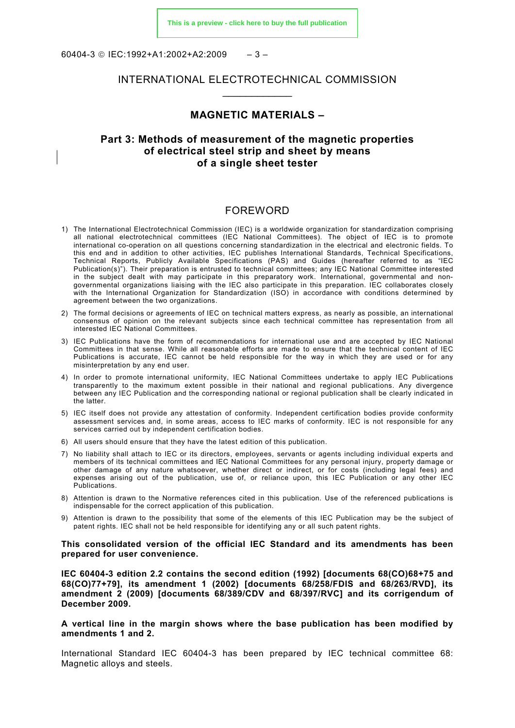INTERNATIONAL ELECTROTECHNICAL COMMISSION

___________

# MAGNETIC MATERIALS –

# Part 3: Methods of measurement of the magnetic properties of electrical steel strip and sheet by means of a single sheet tester

## FOREWORD

1) The International Electrotechnical Commission (IEC) is a worldwide organization for standardization comprising all national electrotechnical committees (IEC National Committees). The object of IEC is to promote international co-operation on all questions concerning standardization in the electrical and electronic fields. To this end and in addition to other activities, IEC publishes International Standards, Technical Specifications, Technical Reports, Publicly Available Specifications (PAS) and Guides (hereafter referred to as "IEC Publication(s)"). Their preparation is entrusted to technical committees; any IEC National Committee interested in the subject dealt with may participate in this preparatory work. International, governmental and non-governmental organizations liaising with the IEC also participate in this preparation. IEC collaborates closely with the International Organization for Standardization (ISO) in accordance with conditions determined by agreement between the two organizations.

2) The formal decisions or agreements of IEC on technical matters express, as nearly as possible, an international consensus of opinion on the relevant subjects since each technical committee has representation from all interested IEC National Committees.

3) IEC Publications have the form of recommendations for international use and are accepted by IEC National Committees in that sense. While all reasonable efforts are made to ensure that the technical content of IEC Publications is accurate, IEC cannot be held responsible for the way in which they are used or for any misinterpretation by any end user.

4) In order to promote international uniformity, IEC National Committees undertake to apply IEC Publications transparently to the maximum extent possible in their national and regional publications. Any divergence between any IEC Publication and the corresponding national or regional publication shall be clearly indicated in the latter.

5) IEC itself does not provide any attestation of conformity. Independent certification bodies provide conformity assessment services and, in some areas, access to IEC marks of conformity. IEC is not responsible for any services carried out by independent certification bodies.

6) All users should ensure that they have the latest edition of this publication.

7) No liability shall attach to IEC or its directors, employees, servants or agents including individual experts and members of its technical committees and IEC National Committees for any personal injury, property damage or other damage of any nature whatsoever, whether direct or indirect, or for costs (including legal fees) and expenses arising out of the publication, use of, or reliance upon, this IEC Publication or any other IEC Publications.

8) Attention is drawn to the Normative references cited in this publication. Use of the referenced publications is indispensable for the correct application of this publication.

9) Attention is drawn to the possibility that some of the elements of this IEC Publication may be the subject of patent rights. IEC shall not be held responsible for identifying any or all such patent rights.

**This consolidated version of the official IEC Standard and its amendments has been prepared for user convenience.**

**IEC 60404-3 edition 2.2 contains the second edition (1992) [documents 68(CO)68+75 and 68(CO)77+79], its amendment 1 (2002) [documents 68/258/FDIS and 68/263/RVD], its amendment 2 (2009) [documents 68/389/CDV and 68/397/RVC] and its corrigendum of December 2009.**

**A vertical line in the margin shows where the base publication has been modified by amendments 1 and 2.**

International Standard IEC 60404-3 has been prepared by IEC technical committee 68: Magnetic alloys and steels.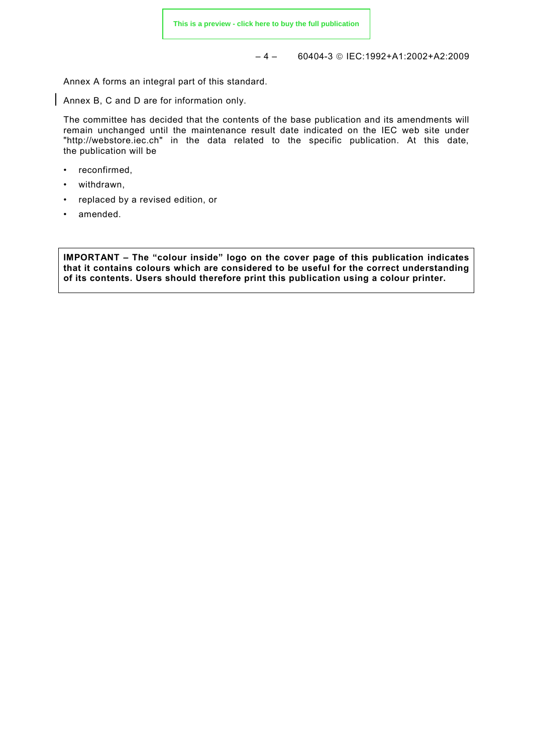Annex A forms an integral part of this standard.

Annex B, C and D are for information only.

The committee has decided that the contents of the base publication and its amendments will remain unchanged until the maintenance result date indicated on the IEC web site under "http://webstore.iec.ch" in the data related to the specific publication. At this date, the publication will be

- reconfirmed,
- withdrawn,
- replaced by a revised edition, or
- amended.

**IMPORTANT – The "colour inside" logo on the cover page of this publication indicates that it contains colours which are considered to be useful for the correct understanding of its contents. Users should therefore print this publication using a colour printer.**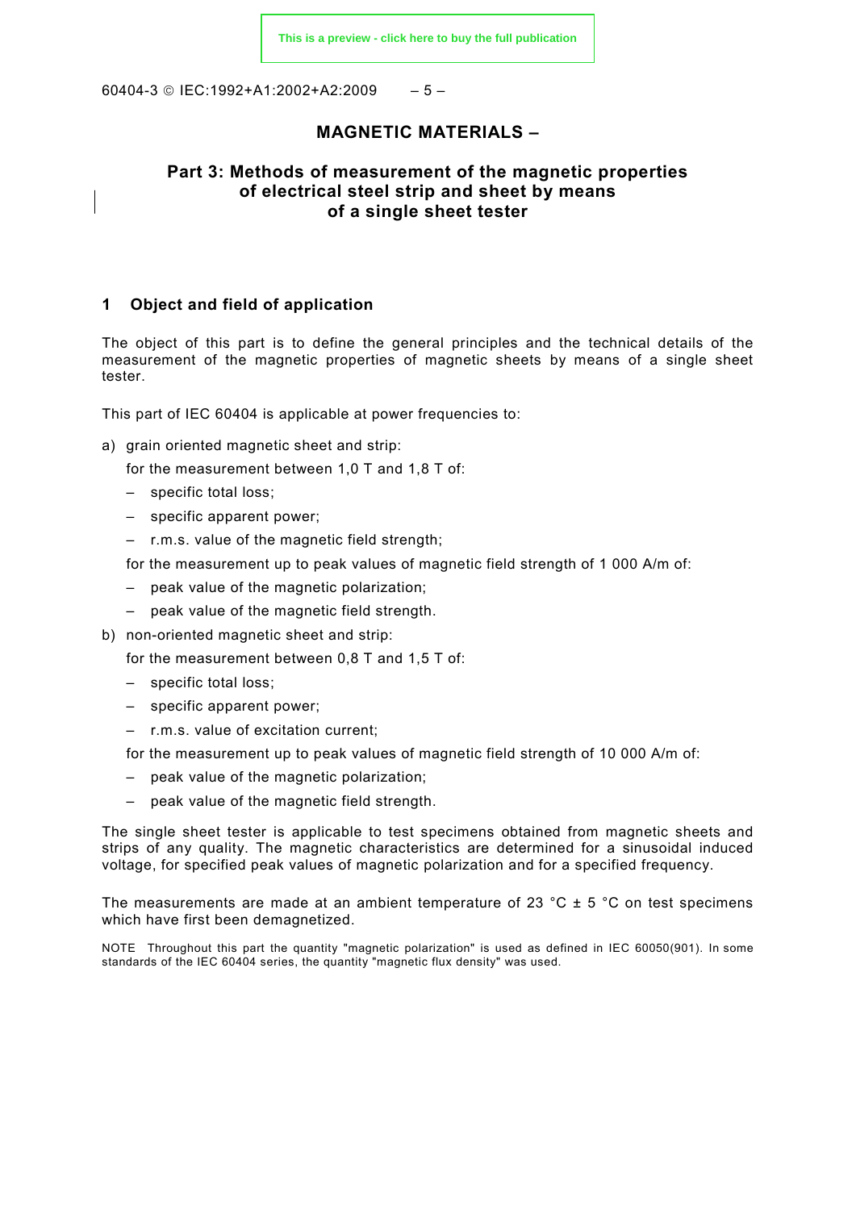# MAGNETIC MATERIALS –

## Part 3: Methods of measurement of the magnetic properties of electrical steel strip and sheet by means of a single sheet tester

## 1 Object and field of application

The object of this part is to define the general principles and the technical details of the measurement of the magnetic properties of magnetic sheets by means of a single sheet tester.

This part of IEC 60404 is applicable at power frequencies to:

a) grain oriented magnetic sheet and strip:

   for the measurement between 1,0 T and 1,8 T of:

   – specific total loss;

   – specific apparent power;

   – r.m.s. value of the magnetic field strength;

   for the measurement up to peak values of magnetic field strength of 1 000 A/m of:

   – peak value of the magnetic polarization;

   – peak value of the magnetic field strength.

b) non-oriented magnetic sheet and strip:

   for the measurement between 0,8 T and 1,5 T of:

   – specific total loss;

   – specific apparent power;

   – r.m.s. value of excitation current;

   for the measurement up to peak values of magnetic field strength of 10 000 A/m of:

   – peak value of the magnetic polarization;

   – peak value of the magnetic field strength.

The single sheet tester is applicable to test specimens obtained from magnetic sheets and strips of any quality. The magnetic characteristics are determined for a sinusoidal induced voltage, for specified peak values of magnetic polarization and for a specified frequency.

The measurements are made at an ambient temperature of 23 °C ± 5 °C on test specimens which have first been demagnetized.

NOTE Throughout this part the quantity "magnetic polarization" is used as defined in IEC 60050(901). In some standards of the IEC 60404 series, the quantity "magnetic flux density" was used.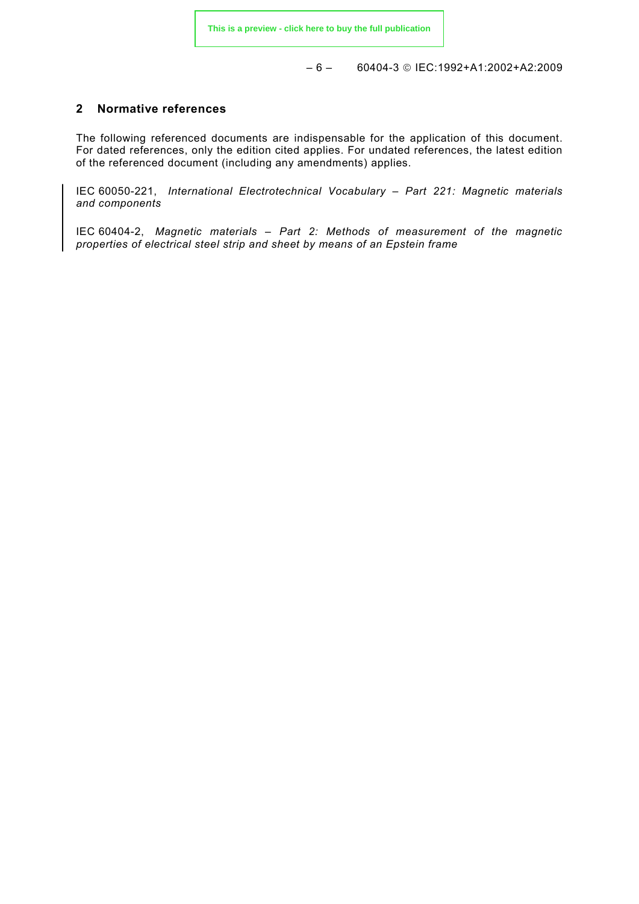## 2 Normative references

The following referenced documents are indispensable for the application of this document. For dated references, only the edition cited applies. For undated references, the latest edition of the referenced document (including any amendments) applies.

IEC 60050-221, *International Electrotechnical Vocabulary – Part 221: Magnetic materials and components*

IEC 60404-2, *Magnetic materials – Part 2: Methods of measurement of the magnetic properties of electrical steel strip and sheet by means of an Epstein frame*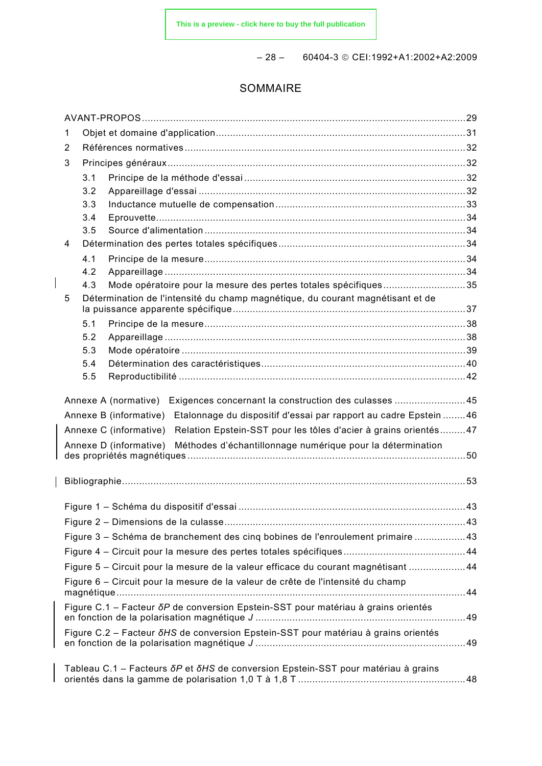# SOMMAIRE

AVANT-PROPOS ... 29

1 Objet et domaine d'application ... 31

2 Références normatives ... 32

3 Principes généraux ... 32

- 3.1 Principe de la méthode d'essai ... 32
- 3.2 Appareillage d'essai ... 32
- 3.3 Inductance mutuelle de compensation ... 33
- 3.4 Eprouvette ... 34
- 3.5 Source d'alimentation ... 34

4 Détermination des pertes totales spécifiques ... 34

- 4.1 Principe de la mesure ... 34
- 4.2 Appareillage ... 34
- 4.3 Mode opératoire pour la mesure des pertes totales spécifiques ... 35

5 Détermination de l'intensité du champ magnétique, du courant magnétisant et de la puissance apparente spécifique ... 37

- 5.1 Principe de la mesure ... 38
- 5.2 Appareillage ... 38
- 5.3 Mode opératoire ... 39
- 5.4 Détermination des caractéristiques ... 40
- 5.5 Reproductibilité ... 42

Annexe A (normative) Exigences concernant la construction des culasses ... 45

Annexe B (informative) Etalonnage du dispositif d'essai par rapport au cadre Epstein ... 46

Annexe C (informative) Relation Epstein-SST pour les tôles d'acier à grains orientés ... 47

Annexe D (informative) Méthodes d'échantillonnage numérique pour la détermination des propriétés magnétiques ... 50

Bibliographie ... 53

Figure 1 – Schéma du dispositif d'essai ... 43

Figure 2 – Dimensions de la culasse ... 43

Figure 3 – Schéma de branchement des cinq bobines de l'enroulement primaire ... 43

Figure 4 – Circuit pour la mesure des pertes totales spécifiques ... 44

Figure 5 – Circuit pour la mesure de la valeur efficace du courant magnétisant ... 44

Figure 6 – Circuit pour la mesure de la valeur de crête de l'intensité du champ magnétique ... 44

Figure C.1 – Facteur $\delta P$ de conversion Epstein-SST pour matériau à grains orientés en fonction de la polarisation magnétique $J$ ... 49

Figure C.2 – Facteur $\delta HS$ de conversion Epstein-SST pour matériau à grains orientés en fonction de la polarisation magnétique $J$ ... 49

Tableau C.1 – Facteurs $\delta P$ et $\delta HS$ de conversion Epstein-SST pour matériau à grains orientés dans la gamme de polarisation 1,0 T à 1,8 T ... 48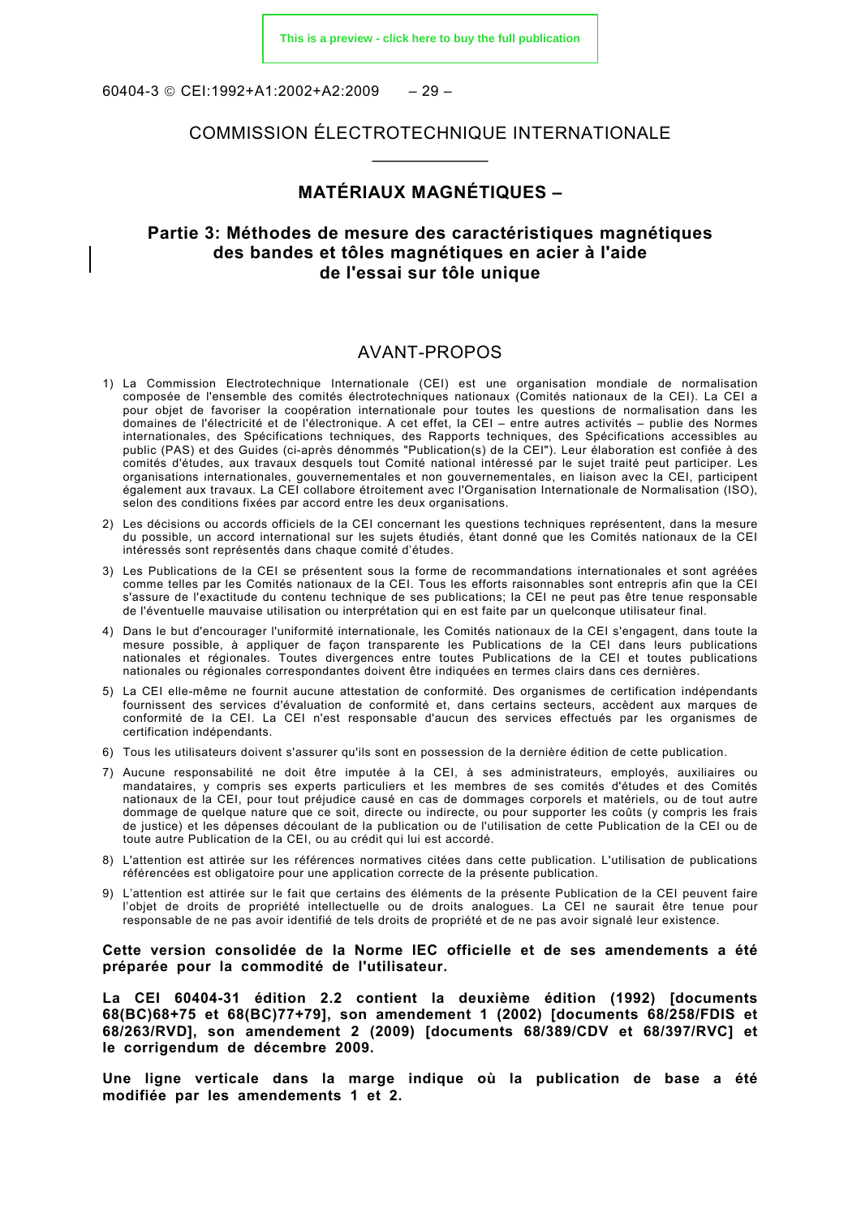# COMMISSION ÉLECTROTECHNIQUE INTERNATIONALE

## MATÉRIAUX MAGNÉTIQUES –

## Partie 3: Méthodes de mesure des caractéristiques magnétiques des bandes et tôles magnétiques en acier à l'aide de l'essai sur tôle unique

## AVANT-PROPOS

1) La Commission Electrotechnique Internationale (CEI) est une organisation mondiale de normalisation composée de l'ensemble des comités électrotechniques nationaux (Comités nationaux de la CEI). La CEI a pour objet de favoriser la coopération internationale pour toutes les questions de normalisation dans les domaines de l'électricité et de l'électronique. A cet effet, la CEI – entre autres activités – publie des Normes internationales, des Spécifications techniques, des Rapports techniques, des Spécifications accessibles au public (PAS) et des Guides (ci-après dénommés "Publication(s) de la CEI"). Leur élaboration est confiée à des comités d'études, aux travaux desquels tout Comité national intéressé par le sujet traité peut participer. Les organisations internationales, gouvernementales et non gouvernementales, en liaison avec la CEI, participent également aux travaux. La CEI collabore étroitement avec l'Organisation Internationale de Normalisation (ISO), selon des conditions fixées par accord entre les deux organisations.
2) Les décisions ou accords officiels de la CEI concernant les questions techniques représentent, dans la mesure du possible, un accord international sur les sujets étudiés, étant donné que les Comités nationaux de la CEI intéressés sont représentés dans chaque comité d'études.
3) Les Publications de la CEI se présentent sous la forme de recommandations internationales et sont agréées comme telles par les Comités nationaux de la CEI. Tous les efforts raisonnables sont entrepris afin que la CEI s'assure de l'exactitude du contenu technique de ses publications; la CEI ne peut pas être tenue responsable de l'éventuelle mauvaise utilisation ou interprétation qui en est faite par un quelconque utilisateur final.
4) Dans le but d'encourager l'uniformité internationale, les Comités nationaux de la CEI s'engagent, dans toute la mesure possible, à appliquer de façon transparente les Publications de la CEI dans leurs publications nationales et régionales. Toutes divergences entre toutes Publications de la CEI et toutes publications nationales ou régionales correspondantes doivent être indiquées en termes clairs dans ces dernières.
5) La CEI elle-même ne fournit aucune attestation de conformité. Des organismes de certification indépendants fournissent des services d'évaluation de conformité et, dans certains secteurs, accèdent aux marques de conformité de la CEI. La CEI n'est responsable d'aucun des services effectués par les organismes de certification indépendants.
6) Tous les utilisateurs doivent s'assurer qu'ils sont en possession de la dernière édition de cette publication.
7) Aucune responsabilité ne doit être imputée à la CEI, à ses administrateurs, employés, auxiliaires ou mandataires, y compris ses experts particuliers et les membres de ses comités d'études et des Comités nationaux de la CEI, pour tout préjudice causé en cas de dommages corporels et matériels, ou de tout autre dommage de quelque nature que ce soit, directe ou indirecte, ou pour supporter les coûts (y compris les frais de justice) et les dépenses découlant de la publication ou de l'utilisation de cette Publication de la CEI ou de toute autre Publication de la CEI, ou au crédit qui lui est accordé.
8) L'attention est attirée sur les références normatives citées dans cette publication. L'utilisation de publications référencées est obligatoire pour une application correcte de la présente publication.
9) L'attention est attirée sur le fait que certains des éléments de la présente Publication de la CEI peuvent faire l'objet de droits de propriété intellectuelle ou de droits analogues. La CEI ne saurait être tenue pour responsable de ne pas avoir identifié de tels droits de propriété et de ne pas avoir signalé leur existence.

**Cette version consolidée de la Norme IEC officielle et de ses amendements a été préparée pour la commodité de l'utilisateur.**

**La CEI 60404-31 édition 2.2 contient la deuxième édition (1992) [documents 68(BC)68+75 et 68(BC)77+79], son amendement 1 (2002) [documents 68/258/FDIS et 68/263/RVD], son amendement 2 (2009) [documents 68/389/CDV et 68/397/RVC] et le corrigendum de décembre 2009.**

**Une ligne verticale dans la marge indique où la publication de base a été modifiée par les amendements 1 et 2.**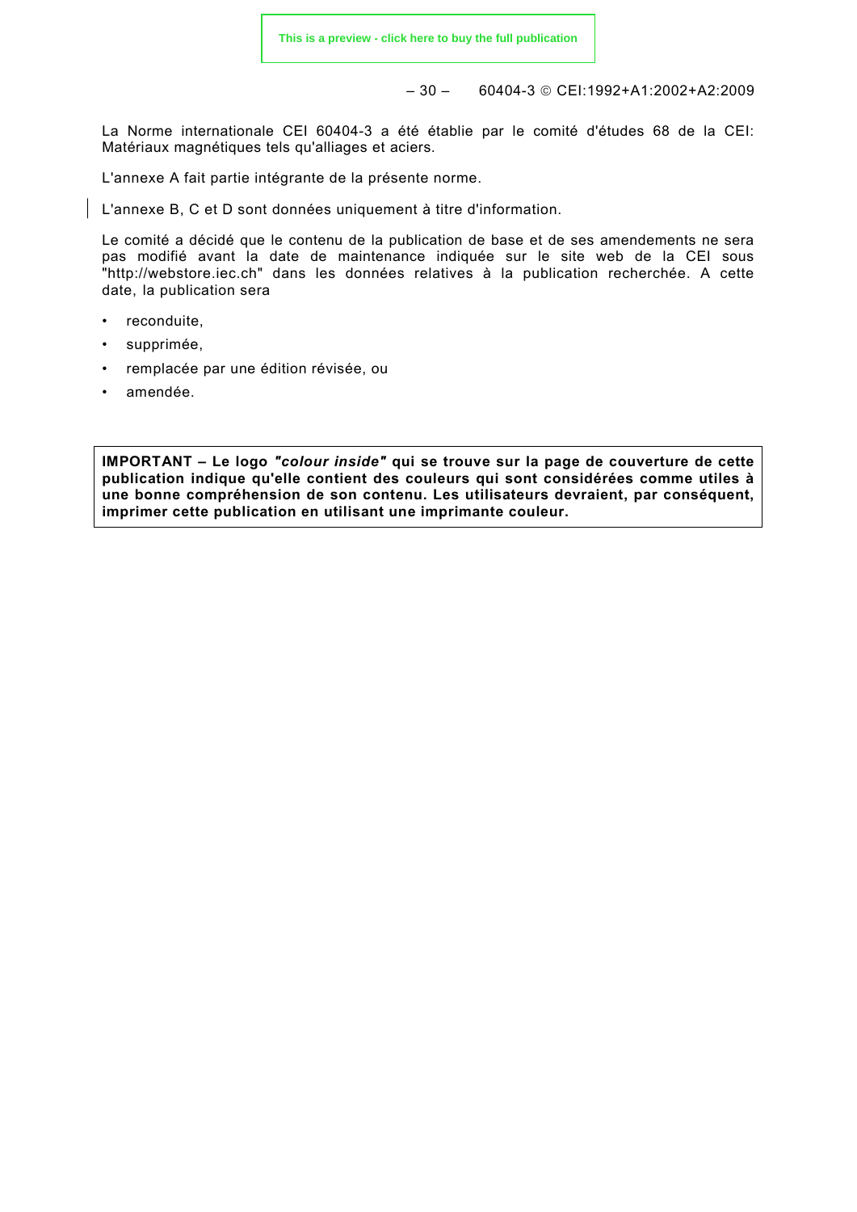La Norme internationale CEI 60404-3 a été établie par le comité d'études 68 de la CEI: Matériaux magnétiques tels qu'alliages et aciers.

L'annexe A fait partie intégrante de la présente norme.

L'annexe B, C et D sont données uniquement à titre d'information.

Le comité a décidé que le contenu de la publication de base et de ses amendements ne sera pas modifié avant la date de maintenance indiquée sur le site web de la CEI sous "http://webstore.iec.ch" dans les données relatives à la publication recherchée. A cette date, la publication sera

- reconduite,
- supprimée,
- remplacée par une édition révisée, ou
- amendée.

**IMPORTANT – Le logo *"colour inside"* qui se trouve sur la page de couverture de cette publication indique qu'elle contient des couleurs qui sont considérées comme utiles à une bonne compréhension de son contenu. Les utilisateurs devraient, par conséquent, imprimer cette publication en utilisant une imprimante couleur.**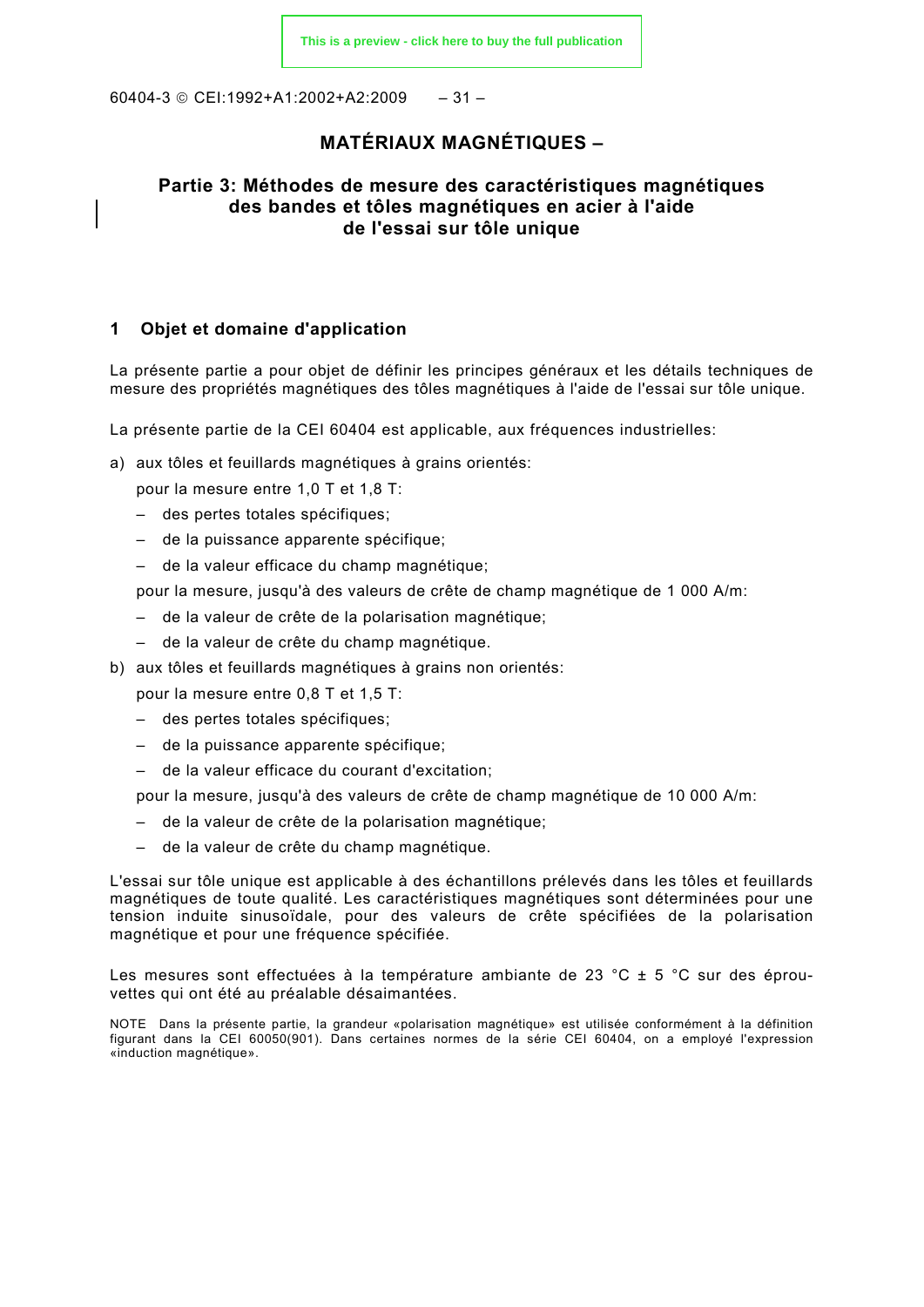# MATÉRIAUX MAGNÉTIQUES –

## Partie 3: Méthodes de mesure des caractéristiques magnétiques des bandes et tôles magnétiques en acier à l'aide de l'essai sur tôle unique

## 1 Objet et domaine d'application

La présente partie a pour objet de définir les principes généraux et les détails techniques de mesure des propriétés magnétiques des tôles magnétiques à l'aide de l'essai sur tôle unique.

La présente partie de la CEI 60404 est applicable, aux fréquences industrielles:

a) aux tôles et feuillards magnétiques à grains orientés:

   pour la mesure entre 1,0 T et 1,8 T:

   – des pertes totales spécifiques;

   – de la puissance apparente spécifique;

   – de la valeur efficace du champ magnétique;

   pour la mesure, jusqu'à des valeurs de crête de champ magnétique de 1 000 A/m:

   – de la valeur de crête de la polarisation magnétique;

   – de la valeur de crête du champ magnétique.

b) aux tôles et feuillards magnétiques à grains non orientés:

   pour la mesure entre 0,8 T et 1,5 T:

   – des pertes totales spécifiques;

   – de la puissance apparente spécifique;

   – de la valeur efficace du courant d'excitation;

   pour la mesure, jusqu'à des valeurs de crête de champ magnétique de 10 000 A/m:

   – de la valeur de crête de la polarisation magnétique;

   – de la valeur de crête du champ magnétique.

L'essai sur tôle unique est applicable à des échantillons prélevés dans les tôles et feuillards magnétiques de toute qualité. Les caractéristiques magnétiques sont déterminées pour une tension induite sinusoïdale, pour des valeurs de crête spécifiées de la polarisation magnétique et pour une fréquence spécifiée.

Les mesures sont effectuées à la température ambiante de 23 °C ± 5 °C sur des éprouvettes qui ont été au préalable désaimantées.

NOTE Dans la présente partie, la grandeur «polarisation magnétique» est utilisée conformément à la définition figurant dans la CEI 60050(901). Dans certaines normes de la série CEI 60404, on a employé l'expression «induction magnétique».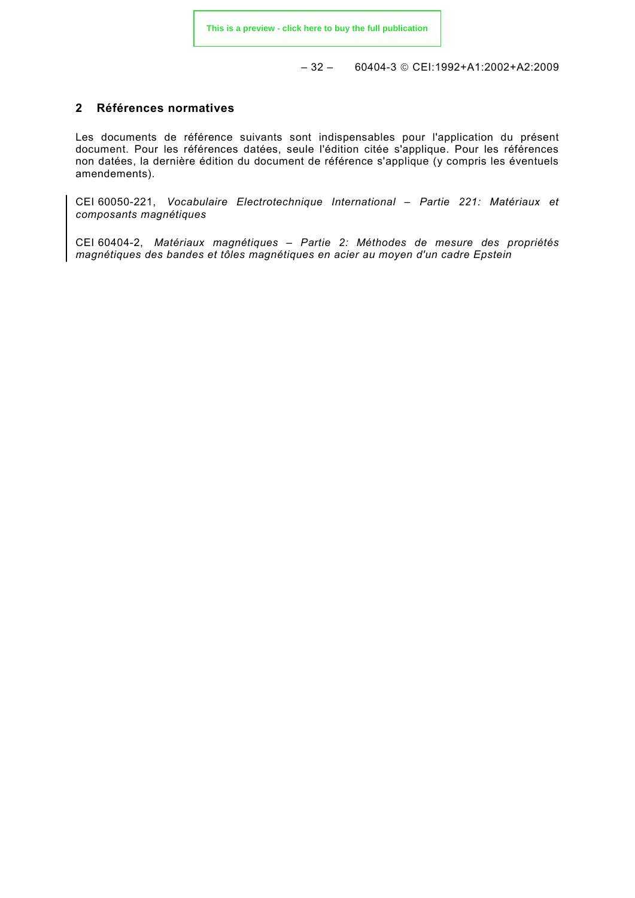## 2 Références normatives

Les documents de référence suivants sont indispensables pour l'application du présent document. Pour les références datées, seule l'édition citée s'applique. Pour les références non datées, la dernière édition du document de référence s'applique (y compris les éventuels amendements).

CEI 60050-221, *Vocabulaire Electrotechnique International – Partie 221: Matériaux et composants magnétiques*

CEI 60404-2, *Matériaux magnétiques – Partie 2: Méthodes de mesure des propriétés magnétiques des bandes et tôles magnétiques en acier au moyen d'un cadre Epstein*